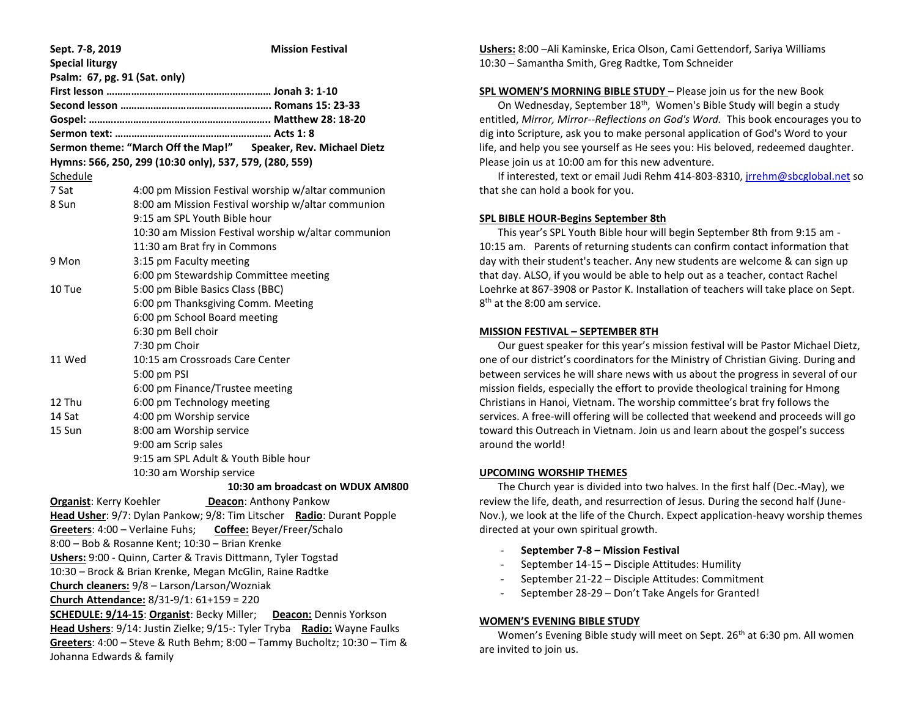**Sept. 7-8, 2019** **Mission Festival**

**Special liturgy**

**Psalm: 67, pg. 91 (Sat. only)**

**First lesson …………………………………………………. Jonah 3: 1-10**

**Second lesson ……………………………………………… Romans 15: 23-33**

**Gospel: ……..……………………………………………….. Matthew 28: 18-20**

**Sermon text: ………………………………………………… Acts 1: 8**

**Sermon theme: "March Off the Map!" Speaker, Rev. Michael Dietz**

**Hymns: 566, 250, 299 (10:30 only), 537, 579, (280, 559)**

Schedule

| | |
|---|---|
| 7 Sat | 4:00 pm Mission Festival worship w/altar communion |
| 8 Sun | 8:00 am Mission Festival worship w/altar communion |
| | 9:15 am SPL Youth Bible hour |
| | 10:30 am Mission Festival worship w/altar communion |
| | 11:30 am Brat fry in Commons |
| 9 Mon | 3:15 pm Faculty meeting |
| | 6:00 pm Stewardship Committee meeting |
| 10 Tue | 5:00 pm Bible Basics Class (BBC) |
| | 6:00 pm Thanksgiving Comm. Meeting |
| | 6:00 pm School Board meeting |
| | 6:30 pm Bell choir |
| | 7:30 pm Choir |
| 11 Wed | 10:15 am Crossroads Care Center |
| | 5:00 pm PSI |
| | 6:00 pm Finance/Trustee meeting |
| 12 Thu | 6:00 pm Technology meeting |
| 14 Sat | 4:00 pm Worship service |
| 15 Sun | 8:00 am Worship service |
| | 9:00 am Scrip sales |
| | 9:15 am SPL Adult & Youth Bible hour |
| | 10:30 am Worship service |

**10:30 am broadcast on WDUX AM800**

**Organist**: Kerry Koehler **Deacon**: Anthony Pankow

**Head Usher**: 9/7: Dylan Pankow; 9/8: Tim Litscher **Radio**: Durant Popple

**Greeters**: 4:00 – Verlaine Fuhs; **Coffee:** Beyer/Freer/Schalo

8:00 – Bob & Rosanne Kent; 10:30 – Brian Krenke

**Ushers:** 9:00 - Quinn, Carter & Travis Dittmann, Tyler Togstad

10:30 – Brock & Brian Krenke, Megan McGlin, Raine Radtke

**Church cleaners:** 9/8 – Larson/Larson/Wozniak

**Church Attendance:** 8/31-9/1: 61+159 = 220

**SCHEDULE: 9/14-15**: **Organist**: Becky Miller; **Deacon:** Dennis Yorkson

**Head Ushers**: 9/14: Justin Zielke; 9/15-: Tyler Tryba **Radio:** Wayne Faulks

**Greeters**: 4:00 – Steve & Ruth Behm; 8:00 – Tammy Bucholtz; 10:30 – Tim & Johanna Edwards & family

**Ushers:** 8:00 –Ali Kaminske, Erica Olson, Cami Gettendorf, Sariya Williams
10:30 – Samantha Smith, Greg Radtke, Tom Schneider

**SPL WOMEN'S MORNING BIBLE STUDY** – Please join us for the new Book

On Wednesday, September 18th, Women's Bible Study will begin a study entitled, *Mirror, Mirror--Reflections on God's Word.* This book encourages you to dig into Scripture, ask you to make personal application of God's Word to your life, and help you see yourself as He sees you: His beloved, redeemed daughter. Please join us at 10:00 am for this new adventure.

If interested, text or email Judi Rehm 414-803-8310, jrrehm@sbcglobal.net so that she can hold a book for you.

**SPL BIBLE HOUR-Begins September 8th**

This year's SPL Youth Bible hour will begin September 8th from 9:15 am - 10:15 am. Parents of returning students can confirm contact information that day with their student's teacher. Any new students are welcome & can sign up that day. ALSO, if you would be able to help out as a teacher, contact Rachel Loehrke at 867-3908 or Pastor K. Installation of teachers will take place on Sept. 8th at the 8:00 am service.

**MISSION FESTIVAL – SEPTEMBER 8TH**

Our guest speaker for this year's mission festival will be Pastor Michael Dietz, one of our district's coordinators for the Ministry of Christian Giving. During and between services he will share news with us about the progress in several of our mission fields, especially the effort to provide theological training for Hmong Christians in Hanoi, Vietnam. The worship committee's brat fry follows the services. A free-will offering will be collected that weekend and proceeds will go toward this Outreach in Vietnam. Join us and learn about the gospel's success around the world!

**UPCOMING WORSHIP THEMES**

The Church year is divided into two halves. In the first half (Dec.-May), we review the life, death, and resurrection of Jesus. During the second half (June-Nov.), we look at the life of the Church. Expect application-heavy worship themes directed at your own spiritual growth.

- **September 7-8 – Mission Festival**
- September 14-15 – Disciple Attitudes: Humility
- September 21-22 – Disciple Attitudes: Commitment
- September 28-29 – Don't Take Angels for Granted!

**WOMEN'S EVENING BIBLE STUDY**

Women's Evening Bible study will meet on Sept. 26th at 6:30 pm. All women are invited to join us.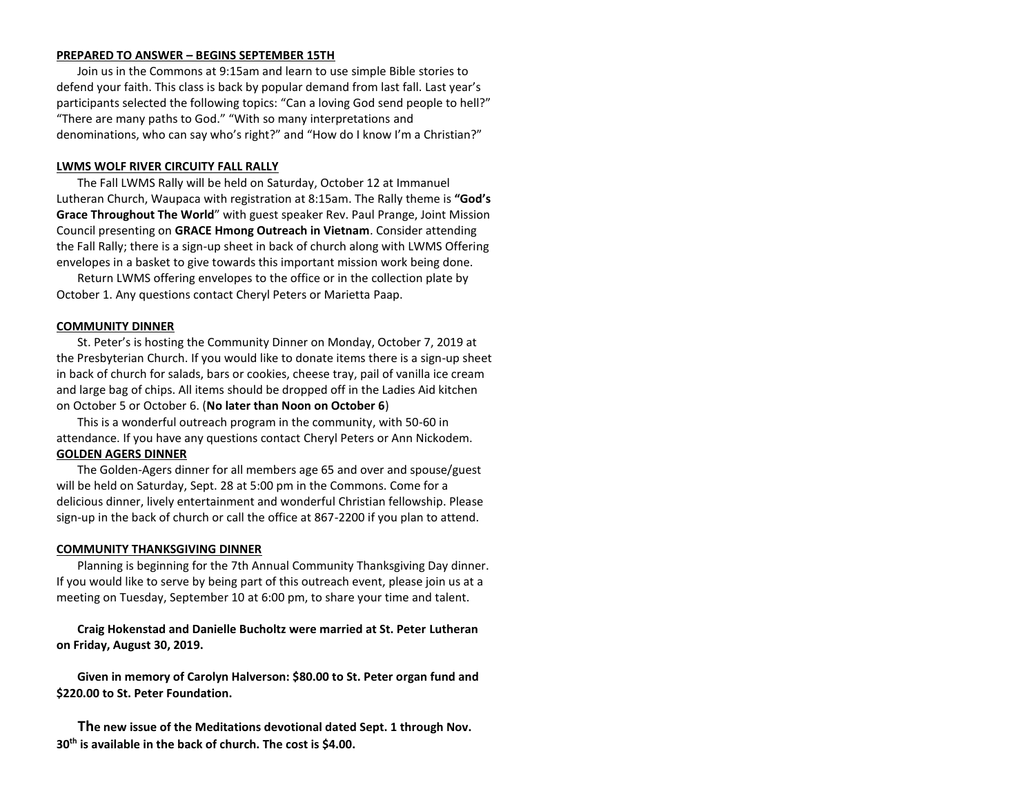**PREPARED TO ANSWER – BEGINS SEPTEMBER 15TH**

Join us in the Commons at 9:15am and learn to use simple Bible stories to defend your faith. This class is back by popular demand from last fall. Last year's participants selected the following topics: "Can a loving God send people to hell?" "There are many paths to God." "With so many interpretations and denominations, who can say who's right?" and "How do I know I'm a Christian?"

**LWMS WOLF RIVER CIRCUITY FALL RALLY**

The Fall LWMS Rally will be held on Saturday, October 12 at Immanuel Lutheran Church, Waupaca with registration at 8:15am. The Rally theme is **"God's Grace Throughout The World**" with guest speaker Rev. Paul Prange, Joint Mission Council presenting on **GRACE Hmong Outreach in Vietnam**. Consider attending the Fall Rally; there is a sign-up sheet in back of church along with LWMS Offering envelopes in a basket to give towards this important mission work being done.

Return LWMS offering envelopes to the office or in the collection plate by October 1. Any questions contact Cheryl Peters or Marietta Paap.

**COMMUNITY DINNER**

St. Peter's is hosting the Community Dinner on Monday, October 7, 2019 at the Presbyterian Church. If you would like to donate items there is a sign-up sheet in back of church for salads, bars or cookies, cheese tray, pail of vanilla ice cream and large bag of chips. All items should be dropped off in the Ladies Aid kitchen on October 5 or October 6. (**No later than Noon on October 6**)

This is a wonderful outreach program in the community, with 50-60 in attendance. If you have any questions contact Cheryl Peters or Ann Nickodem.

**GOLDEN AGERS DINNER**

The Golden-Agers dinner for all members age 65 and over and spouse/guest will be held on Saturday, Sept. 28 at 5:00 pm in the Commons. Come for a delicious dinner, lively entertainment and wonderful Christian fellowship. Please sign-up in the back of church or call the office at 867-2200 if you plan to attend.

**COMMUNITY THANKSGIVING DINNER**

Planning is beginning for the 7th Annual Community Thanksgiving Day dinner. If you would like to serve by being part of this outreach event, please join us at a meeting on Tuesday, September 10 at 6:00 pm, to share your time and talent.

**Craig Hokenstad and Danielle Bucholtz were married at St. Peter Lutheran on Friday, August 30, 2019.**

**Given in memory of Carolyn Halverson: $80.00 to St. Peter organ fund and $220.00 to St. Peter Foundation.**

**The new issue of the Meditations devotional dated Sept. 1 through Nov. 30th is available in the back of church. The cost is $4.00.**